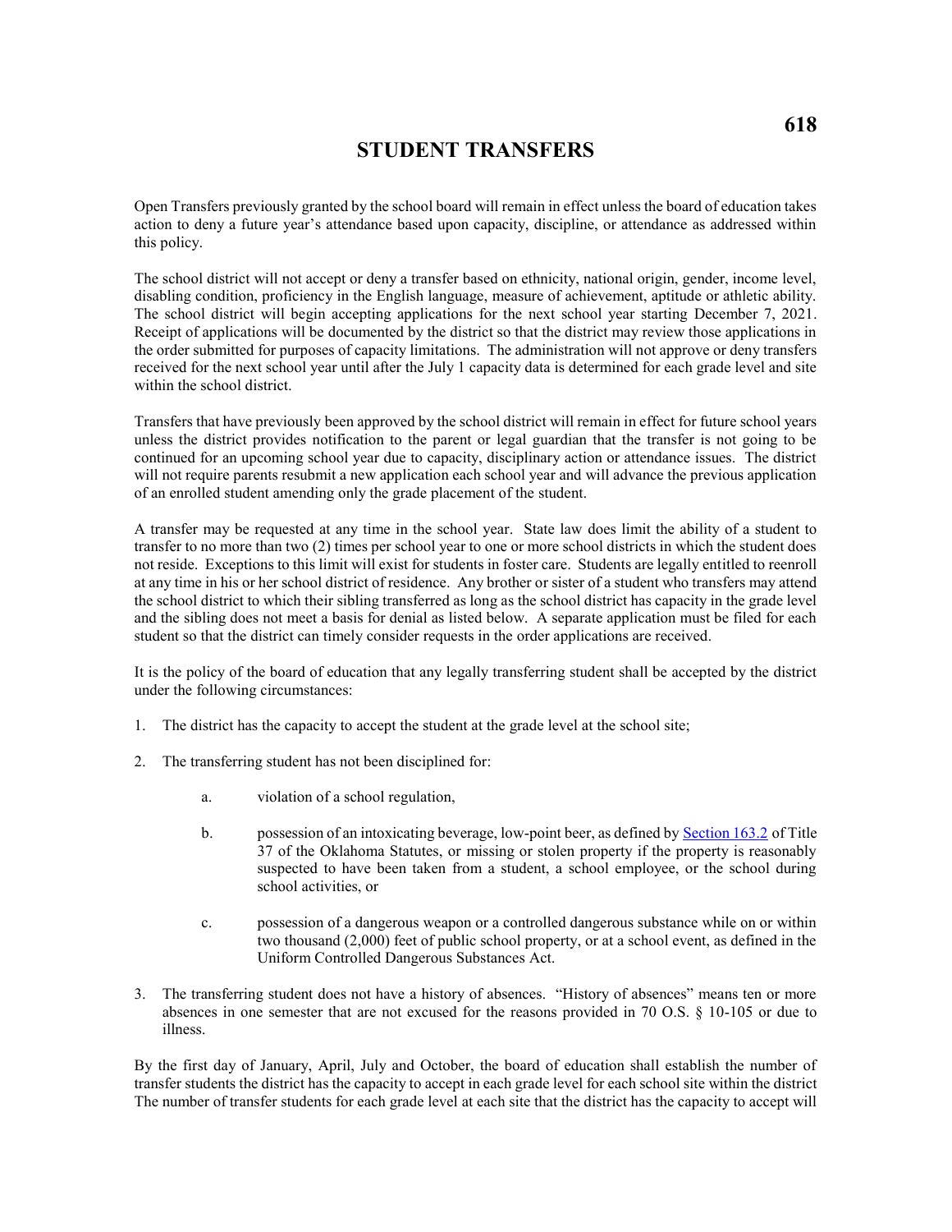# STUDENT TRANSFERS

Open Transfers previously granted by the school board will remain in effect unless the board of education takes action to deny a future year's attendance based upon capacity, discipline, or attendance as addressed within this policy.

The school district will not accept or deny a transfer based on ethnicity, national origin, gender, income level, disabling condition, proficiency in the English language, measure of achievement, aptitude or athletic ability. The school district will begin accepting applications for the next school year starting December 7, 2021. Receipt of applications will be documented by the district so that the district may review those applications in the order submitted for purposes of capacity limitations. The administration will not approve or deny transfers received for the next school year until after the July 1 capacity data is determined for each grade level and site within the school district.

Transfers that have previously been approved by the school district will remain in effect for future school years unless the district provides notification to the parent or legal guardian that the transfer is not going to be continued for an upcoming school year due to capacity, disciplinary action or attendance issues. The district will not require parents resubmit a new application each school year and will advance the previous application of an enrolled student amending only the grade placement of the student.

A transfer may be requested at any time in the school year. State law does limit the ability of a student to transfer to no more than two (2) times per school year to one or more school districts in which the student does not reside. Exceptions to this limit will exist for students in foster care. Students are legally entitled to reenroll at any time in his or her school district of residence. Any brother or sister of a student who transfers may attend the school district to which their sibling transferred as long as the school district has capacity in the grade level and the sibling does not meet a basis for denial as listed below. A separate application must be filed for each student so that the district can timely consider requests in the order applications are received.

It is the policy of the board of education that any legally transferring student shall be accepted by the district under the following circumstances:

1. The district has the capacity to accept the student at the grade level at the school site;

2. The transferring student has not been disciplined for:

   a. violation of a school regulation,

   b. possession of an intoxicating beverage, low-point beer, as defined by [Section 163.2](#) of Title 37 of the Oklahoma Statutes, or missing or stolen property if the property is reasonably suspected to have been taken from a student, a school employee, or the school during school activities, or

   c. possession of a dangerous weapon or a controlled dangerous substance while on or within two thousand (2,000) feet of public school property, or at a school event, as defined in the Uniform Controlled Dangerous Substances Act.

3. The transferring student does not have a history of absences. "History of absences" means ten or more absences in one semester that are not excused for the reasons provided in 70 O.S. § 10-105 or due to illness.

By the first day of January, April, July and October, the board of education shall establish the number of transfer students the district has the capacity to accept in each grade level for each school site within the district The number of transfer students for each grade level at each site that the district has the capacity to accept will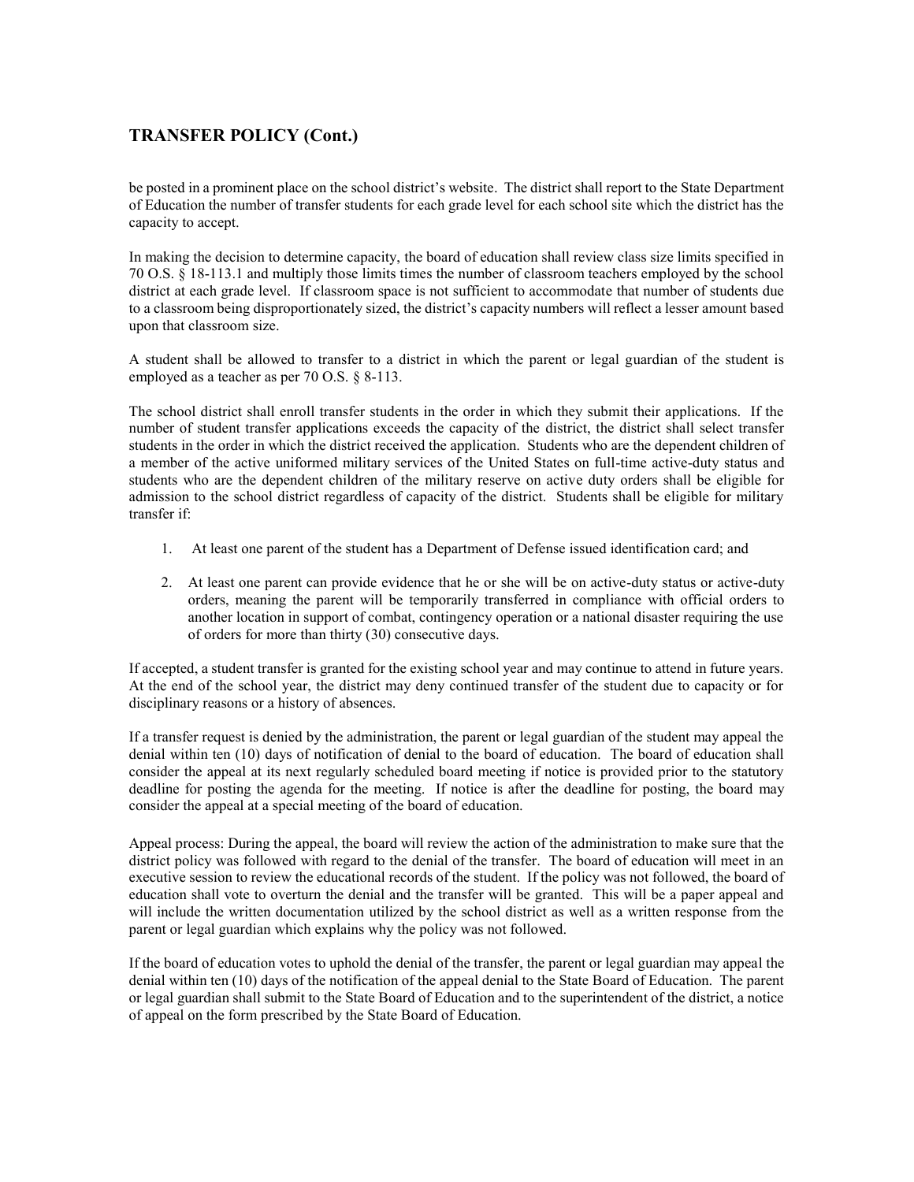## TRANSFER POLICY (Cont.)

be posted in a prominent place on the school district's website. The district shall report to the State Department of Education the number of transfer students for each grade level for each school site which the district has the capacity to accept.

In making the decision to determine capacity, the board of education shall review class size limits specified in 70 O.S. § 18-113.1 and multiply those limits times the number of classroom teachers employed by the school district at each grade level. If classroom space is not sufficient to accommodate that number of students due to a classroom being disproportionately sized, the district's capacity numbers will reflect a lesser amount based upon that classroom size.

A student shall be allowed to transfer to a district in which the parent or legal guardian of the student is employed as a teacher as per 70 O.S. § 8-113.

The school district shall enroll transfer students in the order in which they submit their applications. If the number of student transfer applications exceeds the capacity of the district, the district shall select transfer students in the order in which the district received the application. Students who are the dependent children of a member of the active uniformed military services of the United States on full-time active-duty status and students who are the dependent children of the military reserve on active duty orders shall be eligible for admission to the school district regardless of capacity of the district. Students shall be eligible for military transfer if:

1. At least one parent of the student has a Department of Defense issued identification card; and
2. At least one parent can provide evidence that he or she will be on active-duty status or active-duty orders, meaning the parent will be temporarily transferred in compliance with official orders to another location in support of combat, contingency operation or a national disaster requiring the use of orders for more than thirty (30) consecutive days.

If accepted, a student transfer is granted for the existing school year and may continue to attend in future years. At the end of the school year, the district may deny continued transfer of the student due to capacity or for disciplinary reasons or a history of absences.

If a transfer request is denied by the administration, the parent or legal guardian of the student may appeal the denial within ten (10) days of notification of denial to the board of education. The board of education shall consider the appeal at its next regularly scheduled board meeting if notice is provided prior to the statutory deadline for posting the agenda for the meeting. If notice is after the deadline for posting, the board may consider the appeal at a special meeting of the board of education.

Appeal process: During the appeal, the board will review the action of the administration to make sure that the district policy was followed with regard to the denial of the transfer. The board of education will meet in an executive session to review the educational records of the student. If the policy was not followed, the board of education shall vote to overturn the denial and the transfer will be granted. This will be a paper appeal and will include the written documentation utilized by the school district as well as a written response from the parent or legal guardian which explains why the policy was not followed.

If the board of education votes to uphold the denial of the transfer, the parent or legal guardian may appeal the denial within ten (10) days of the notification of the appeal denial to the State Board of Education. The parent or legal guardian shall submit to the State Board of Education and to the superintendent of the district, a notice of appeal on the form prescribed by the State Board of Education.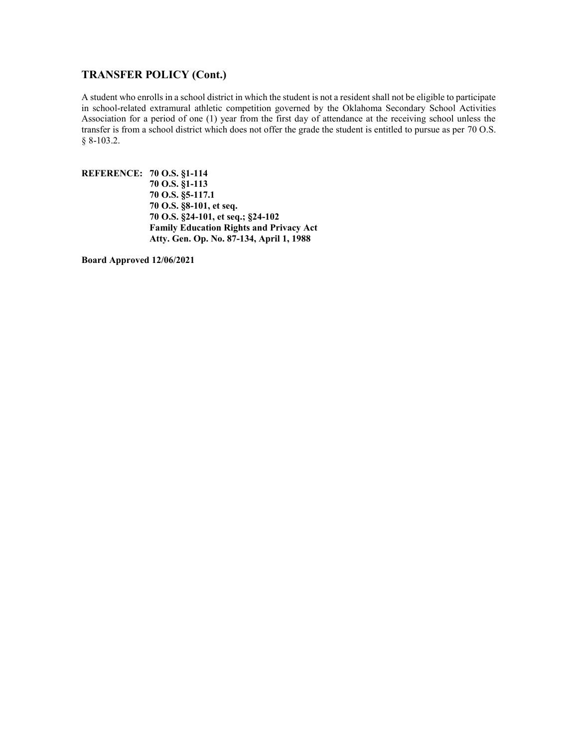## TRANSFER POLICY (Cont.)

A student who enrolls in a school district in which the student is not a resident shall not be eligible to participate in school-related extramural athletic competition governed by the Oklahoma Secondary School Activities Association for a period of one (1) year from the first day of attendance at the receiving school unless the transfer is from a school district which does not offer the grade the student is entitled to pursue as per 70 O.S. § 8-103.2.

**REFERENCE:** **70 O.S. §1-114**
**70 O.S. §1-113**
**70 O.S. §5-117.1**
**70 O.S. §8-101, et seq.**
**70 O.S. §24-101, et seq.; §24-102**
**Family Education Rights and Privacy Act**
**Atty. Gen. Op. No. 87-134, April 1, 1988**

**Board Approved 12/06/2021**